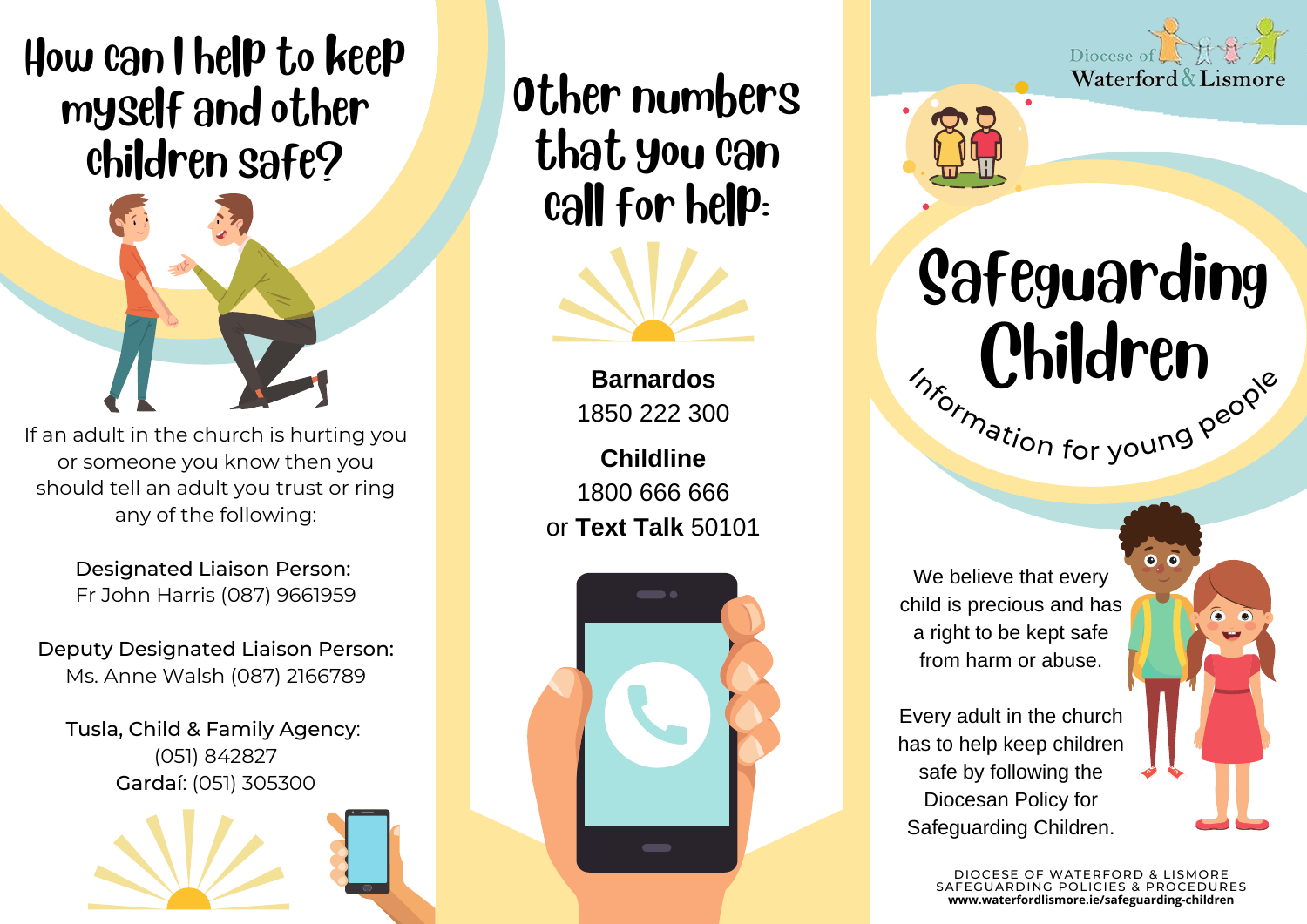# How can I help to keep myself and other children safe?

If an adult in the church is hurting you or someone you know then you should tell an adult you trust or ring any of the following:

Designated Liaison Person:
Fr John Harris (087) 9661959

Deputy Designated Liaison Person:
Ms. Anne Walsh (087) 2166789

Tusla, Child & Family Agency:
(051) 842827
Gardaí: (051) 305300

# Other numbers that you can call for help:

**Barnardos**
1850 222 300

**Childline**
1800 666 666
or **Text Talk** 50101

Diocese of Waterford & Lismore

# Safeguarding Children

Information for young people

We believe that every child is precious and has a right to be kept safe from harm or abuse.

Every adult in the church has to help keep children safe by following the Diocesan Policy for Safeguarding Children.

DIOCESE OF WATERFORD & LISMORE
SAFEGUARDING POLICIES & PROCEDURES
**www.waterfordlismore.ie/safeguarding-children**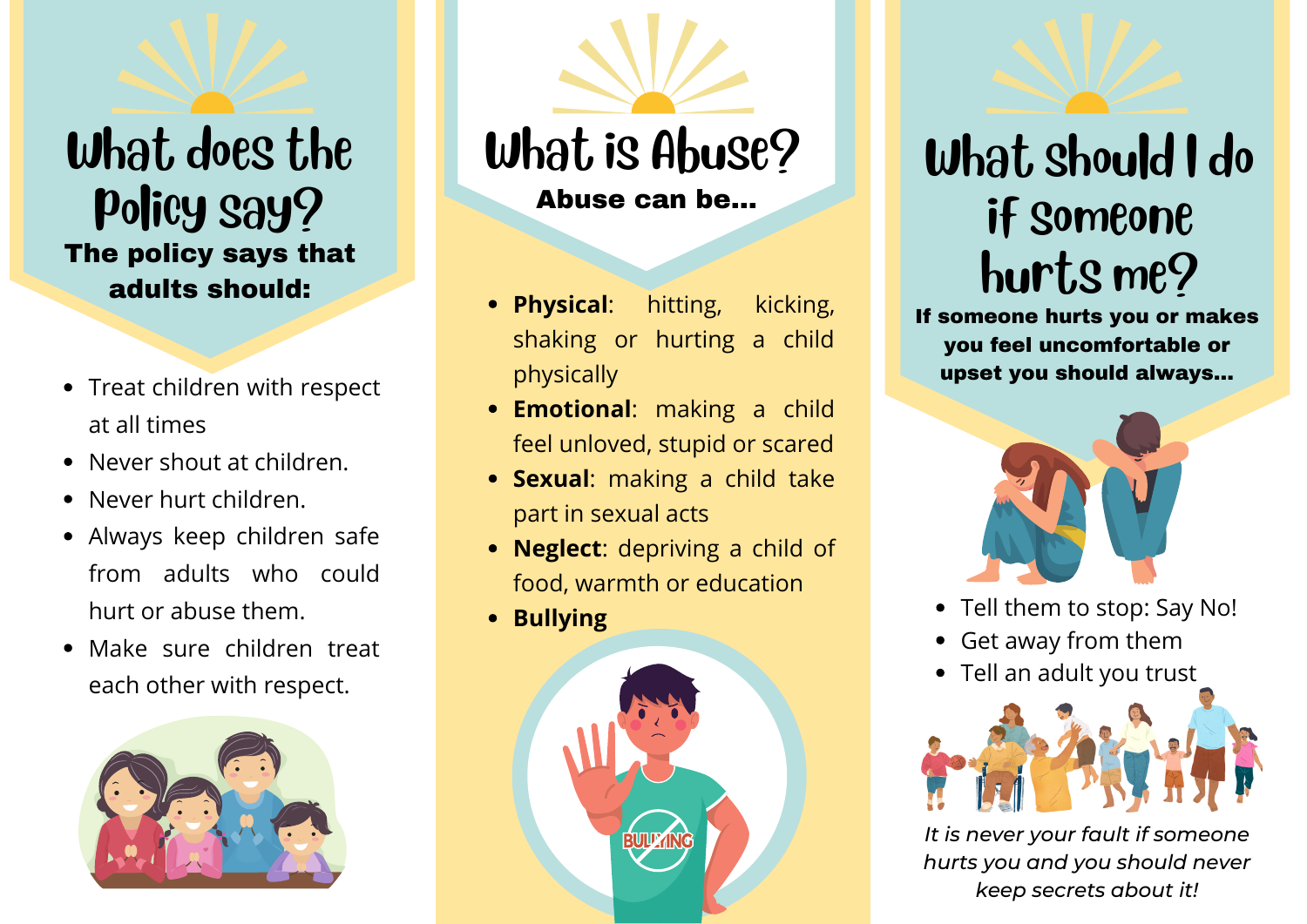# What does the Policy say?

**The policy says that adults should:**

- Treat children with respect at all times
- Never shout at children.
- Never hurt children.
- Always keep children safe from adults who could hurt or abuse them.
- Make sure children treat each other with respect.

# What is Abuse?

**Abuse can be...**

- **Physical**: hitting, kicking, shaking or hurting a child physically
- **Emotional**: making a child feel unloved, stupid or scared
- **Sexual**: making a child take part in sexual acts
- **Neglect**: depriving a child of food, warmth or education
- **Bullying**

# What should I do if someone hurts me?

**If someone hurts you or makes you feel uncomfortable or upset you should always...**

- Tell them to stop: Say No!
- Get away from them
- Tell an adult you trust

*It is never your fault if someone hurts you and you should never keep secrets about it!*